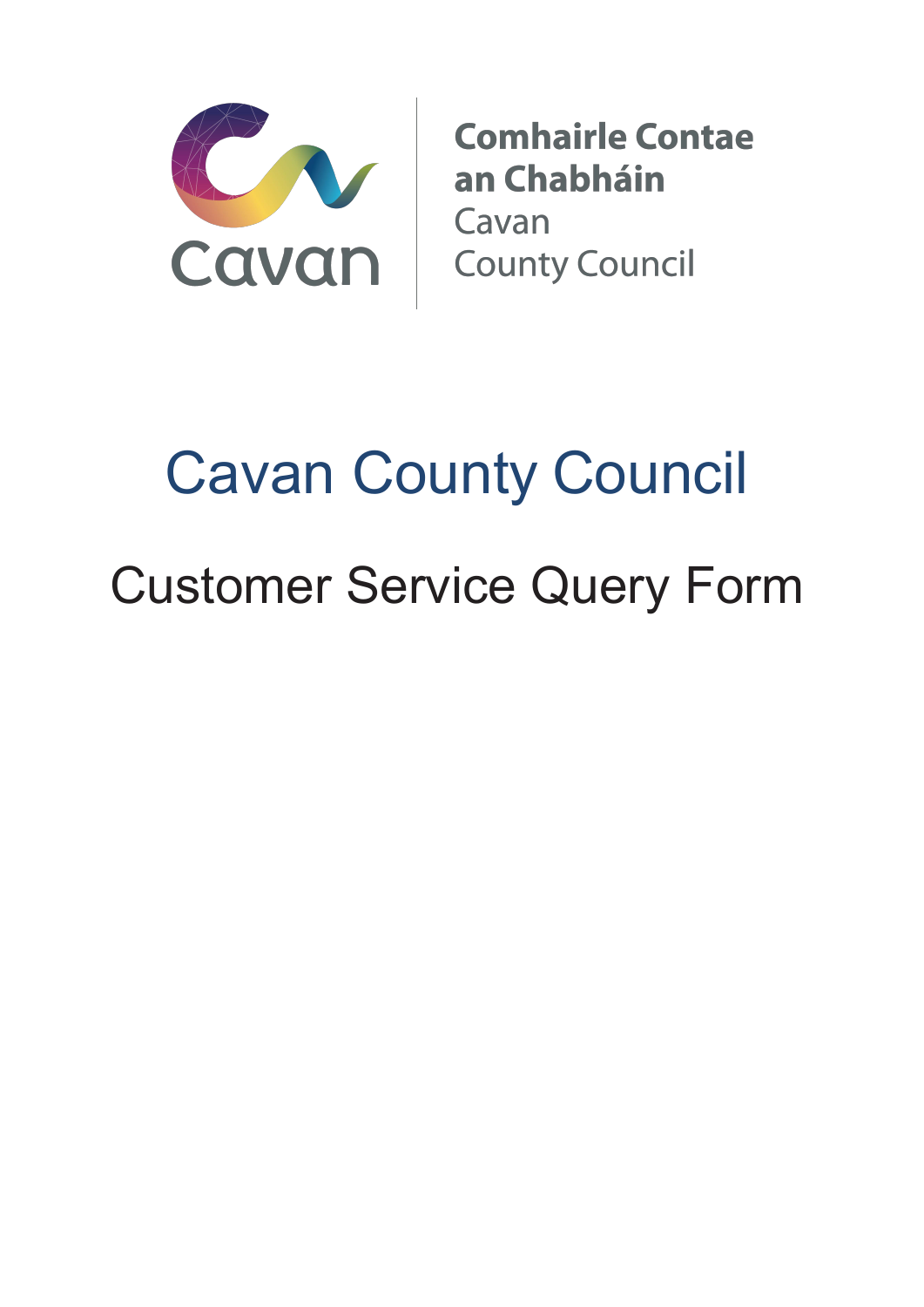Comhairle Contae an Chabháin

Cavan County Council

# Cavan County Council

## Customer Service Query Form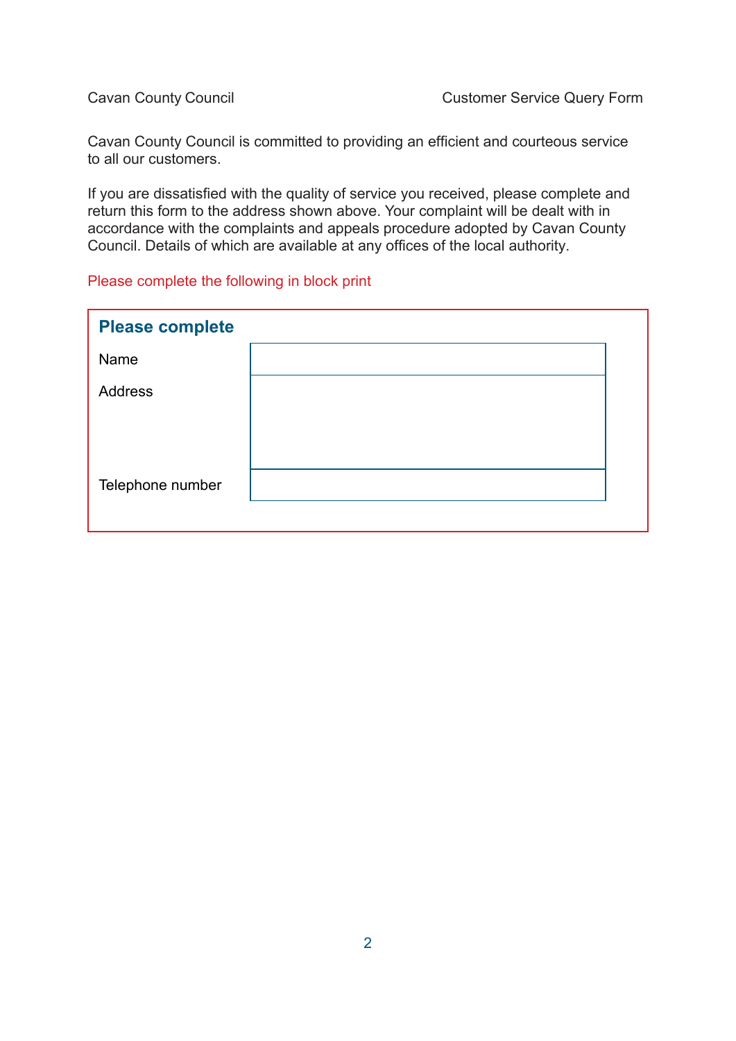Cavan County Council | Customer Service Query Form

Cavan County Council is committed to providing an efficient and courteous service to all our customers.

If you are dissatisfied with the quality of service you received, please complete and return this form to the address shown above. Your complaint will be dealt with in accordance with the complaints and appeals procedure adopted by Cavan County Council. Details of which are available at any offices of the local authority.

Please complete the following in block print

## Please complete

| | |
|---|---|
| Name | |
| Address | |
| Telephone number | |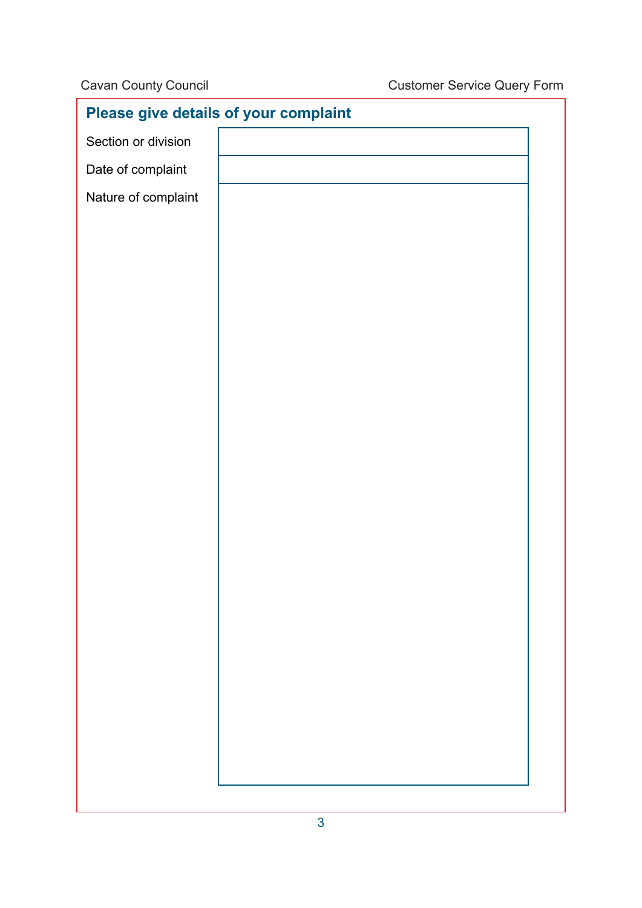## Please give details of your complaint

| Section or division | |
| --- | --- |
| Date of complaint | |
| Nature of complaint | |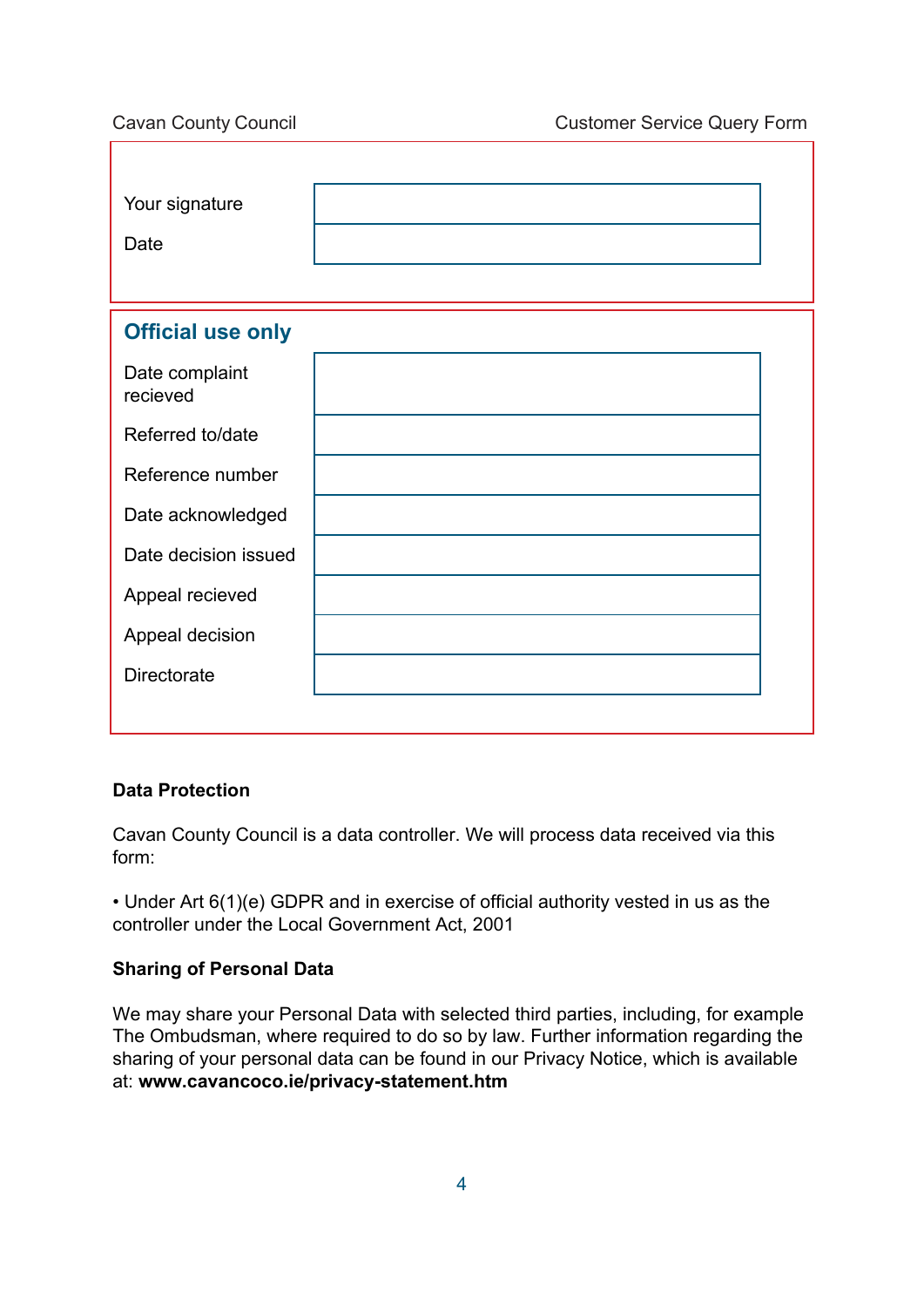| | |
|---|---|
| Your signature | |
| Date | |

## Official use only

| | |
|---|---|
| Date complaint recieved | |
| Referred to/date | |
| Reference number | |
| Date acknowledged | |
| Date decision issued | |
| Appeal recieved | |
| Appeal decision | |
| Directorate | |

**Data Protection**

Cavan County Council is a data controller. We will process data received via this form:

• Under Art 6(1)(e) GDPR and in exercise of official authority vested in us as the controller under the Local Government Act, 2001

**Sharing of Personal Data**

We may share your Personal Data with selected third parties, including, for example The Ombudsman, where required to do so by law. Further information regarding the sharing of your personal data can be found in our Privacy Notice, which is available at: **www.cavancoco.ie/privacy-statement.htm**